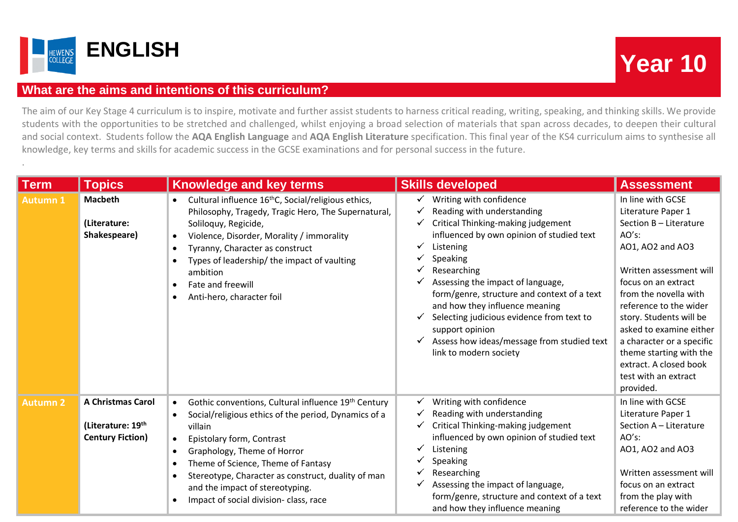# ENGLISH

## Year 10

### What are the aims and intentions of this curriculum?

The aim of our Key Stage 4 curriculum is to inspire, motivate and further assist students to harness critical reading, writing, speaking, and thinking skills. We provide students with the opportunities to be stretched and challenged, whilst enjoying a broad selection of materials that span across decades, to deepen their cultural and social context. Students follow the **AQA English Language** and **AQA English Literature** specification. This final year of the KS4 curriculum aims to synthesise all knowledge, key terms and skills for academic success in the GCSE examinations and for personal success in the future.

.

| Term | Topics | Knowledge and key terms | Skills developed | Assessment |
|---|---|---|---|---|
| Autumn 1 | **Macbeth**<br><br>**(Literature: Shakespeare)** | • Cultural influence 16thC, Social/religious ethics, Philosophy, Tragedy, Tragic Hero, The Supernatural, Soliloquy, Regicide,<br>• Violence, Disorder, Morality / immorality<br>• Tyranny, Character as construct<br>• Types of leadership/ the impact of vaulting ambition<br>• Fate and freewill<br>• Anti-hero, character foil | ✓ Writing with confidence<br>✓ Reading with understanding<br>✓ Critical Thinking-making judgement influenced by own opinion of studied text<br>✓ Listening<br>✓ Speaking<br>✓ Researching<br>✓ Assessing the impact of language, form/genre, structure and context of a text and how they influence meaning<br>✓ Selecting judicious evidence from text to support opinion<br>✓ Assess how ideas/message from studied text link to modern society | In line with GCSE Literature Paper 1 Section B – Literature AO's:<br>AO1, AO2 and AO3<br><br>Written assessment will focus on an extract from the novella with reference to the wider story. Students will be asked to examine either a character or a specific theme starting with the extract. A closed book test with an extract provided. |
| Autumn 2 | **A Christmas Carol**<br><br>**(Literature: 19th Century Fiction)** | • Gothic conventions, Cultural influence 19th Century<br>• Social/religious ethics of the period, Dynamics of a villain<br>• Epistolary form, Contrast<br>• Graphology, Theme of Horror<br>• Theme of Science, Theme of Fantasy<br>• Stereotype, Character as construct, duality of man and the impact of stereotyping.<br>• Impact of social division- class, race | ✓ Writing with confidence<br>✓ Reading with understanding<br>✓ Critical Thinking-making judgement influenced by own opinion of studied text<br>✓ Listening<br>✓ Speaking<br>✓ Researching<br>✓ Assessing the impact of language, form/genre, structure and context of a text and how they influence meaning | In line with GCSE Literature Paper 1 Section A – Literature AO's:<br>AO1, AO2 and AO3<br><br>Written assessment will focus on an extract from the play with reference to the wider |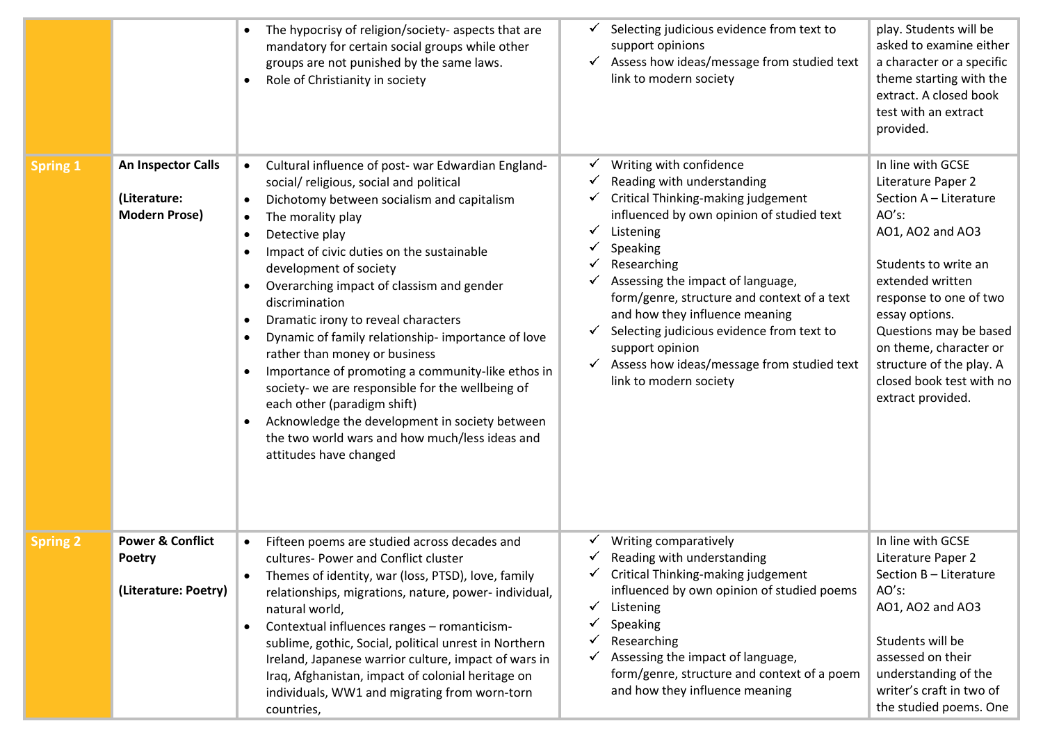| | | | | |
|---|---|---|---|---|
| | | • The hypocrisy of religion/society- aspects that are mandatory for certain social groups while other groups are not punished by the same laws.<br>• Role of Christianity in society | ✓ Selecting judicious evidence from text to support opinions<br>✓ Assess how ideas/message from studied text link to modern society | play. Students will be asked to examine either a character or a specific theme starting with the extract. A closed book test with an extract provided. |
| **Spring 1** | **An Inspector Calls**<br><br>**(Literature: Modern Prose)** | • Cultural influence of post- war Edwardian England- social/ religious, social and political<br>• Dichotomy between socialism and capitalism<br>• The morality play<br>• Detective play<br>• Impact of civic duties on the sustainable development of society<br>• Overarching impact of classism and gender discrimination<br>• Dramatic irony to reveal characters<br>• Dynamic of family relationship- importance of love rather than money or business<br>• Importance of promoting a community-like ethos in society- we are responsible for the wellbeing of each other (paradigm shift)<br>• Acknowledge the development in society between the two world wars and how much/less ideas and attitudes have changed | ✓ Writing with confidence<br>✓ Reading with understanding<br>✓ Critical Thinking-making judgement influenced by own opinion of studied text<br>✓ Listening<br>✓ Speaking<br>✓ Researching<br>✓ Assessing the impact of language, form/genre, structure and context of a text and how they influence meaning<br>✓ Selecting judicious evidence from text to support opinion<br>✓ Assess how ideas/message from studied text link to modern society | In line with GCSE Literature Paper 2 Section A – Literature AO's:<br>AO1, AO2 and AO3<br><br>Students to write an extended written response to one of two essay options. Questions may be based on theme, character or structure of the play. A closed book test with no extract provided. |
| **Spring 2** | **Power & Conflict Poetry**<br><br>**(Literature: Poetry)** | • Fifteen poems are studied across decades and cultures- Power and Conflict cluster<br>• Themes of identity, war (loss, PTSD), love, family relationships, migrations, nature, power- individual, natural world,<br>• Contextual influences ranges – romanticism- sublime, gothic, Social, political unrest in Northern Ireland, Japanese warrior culture, impact of wars in Iraq, Afghanistan, impact of colonial heritage on individuals, WW1 and migrating from worn-torn countries, | ✓ Writing comparatively<br>✓ Reading with understanding<br>✓ Critical Thinking-making judgement influenced by own opinion of studied poems<br>✓ Listening<br>✓ Speaking<br>✓ Researching<br>✓ Assessing the impact of language, form/genre, structure and context of a poem and how they influence meaning | In line with GCSE Literature Paper 2 Section B – Literature AO's:<br>AO1, AO2 and AO3<br><br>Students will be assessed on their understanding of the writer's craft in two of the studied poems. One |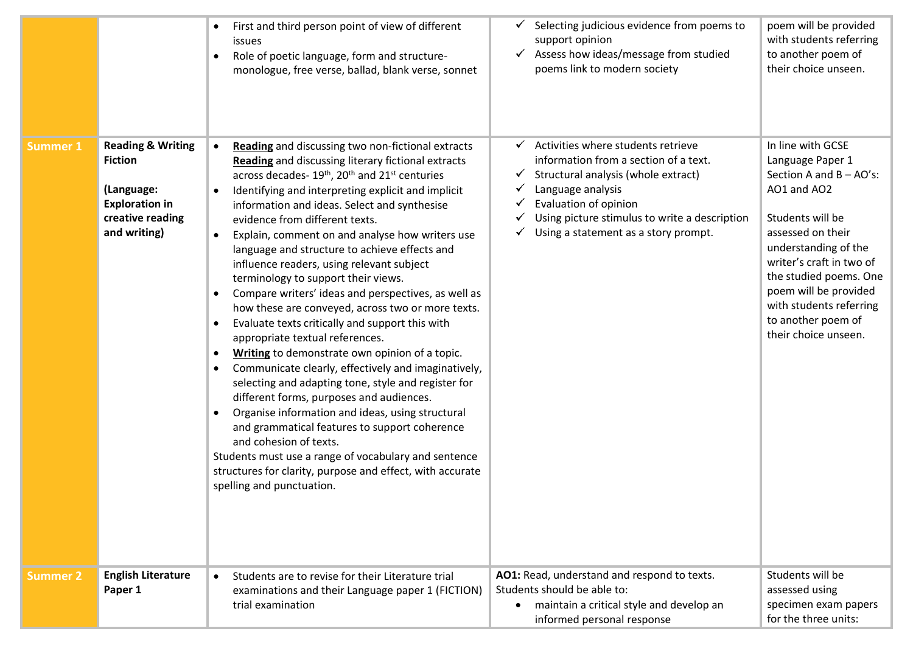| | | | | |
|---|---|---|---|---|
| | | • First and third person point of view of different issues<br>• Role of poetic language, form and structure- monologue, free verse, ballad, blank verse, sonnet | ✓ Selecting judicious evidence from poems to support opinion<br>✓ Assess how ideas/message from studied poems link to modern society | poem will be provided with students referring to another poem of their choice unseen. |
| **Summer 1** | **Reading & Writing Fiction**<br><br>**(Language: Exploration in creative reading and writing)** | • **Reading** and discussing two non-fictional extracts<br>**Reading** and discussing literary fictional extracts across decades- 19th, 20th and 21st centuries<br>• Identifying and interpreting explicit and implicit information and ideas. Select and synthesise evidence from different texts.<br>• Explain, comment on and analyse how writers use language and structure to achieve effects and influence readers, using relevant subject terminology to support their views.<br>• Compare writers' ideas and perspectives, as well as how these are conveyed, across two or more texts.<br>• Evaluate texts critically and support this with appropriate textual references.<br>• **Writing** to demonstrate own opinion of a topic.<br>• Communicate clearly, effectively and imaginatively, selecting and adapting tone, style and register for different forms, purposes and audiences.<br>• Organise information and ideas, using structural and grammatical features to support coherence and cohesion of texts.<br>Students must use a range of vocabulary and sentence structures for clarity, purpose and effect, with accurate spelling and punctuation. | ✓ Activities where students retrieve information from a section of a text.<br>✓ Structural analysis (whole extract)<br>✓ Language analysis<br>✓ Evaluation of opinion<br>✓ Using picture stimulus to write a description<br>✓ Using a statement as a story prompt. | In line with GCSE Language Paper 1 Section A and B – AO's: AO1 and AO2<br><br>Students will be assessed on their understanding of the writer's craft in two of the studied poems. One poem will be provided with students referring to another poem of their choice unseen. |
| **Summer 2** | **English Literature Paper 1** | • Students are to revise for their Literature trial examinations and their Language paper 1 (FICTION) trial examination | **AO1:** Read, understand and respond to texts. Students should be able to:<br>• maintain a critical style and develop an informed personal response | Students will be assessed using specimen exam papers for the three units: |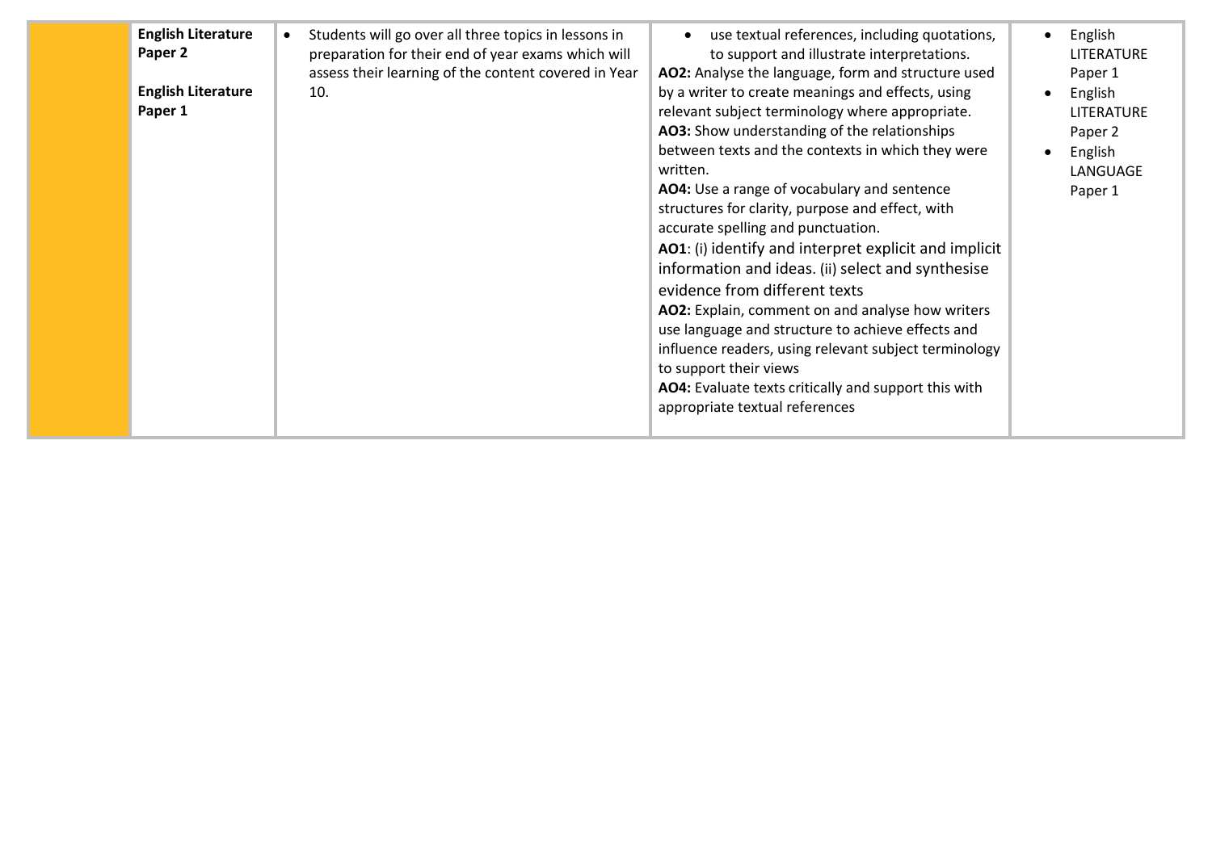| | | | | |
|---|---|---|---|---|
| | **English Literature Paper 2**<br><br>**English Literature Paper 1** | • Students will go over all three topics in lessons in preparation for their end of year exams which will assess their learning of the content covered in Year 10. | • use textual references, including quotations, to support and illustrate interpretations.<br>**AO2:** Analyse the language, form and structure used by a writer to create meanings and effects, using relevant subject terminology where appropriate.<br>**AO3:** Show understanding of the relationships between texts and the contexts in which they were written.<br>**AO4:** Use a range of vocabulary and sentence structures for clarity, purpose and effect, with accurate spelling and punctuation.<br>**AO1**: (i) identify and interpret explicit and implicit information and ideas. (ii) select and synthesise evidence from different texts<br>**AO2:** Explain, comment on and analyse how writers use language and structure to achieve effects and influence readers, using relevant subject terminology to support their views<br>**AO4:** Evaluate texts critically and support this with appropriate textual references | • English LITERATURE Paper 1<br>• English LITERATURE Paper 2<br>• English LANGUAGE Paper 1 |